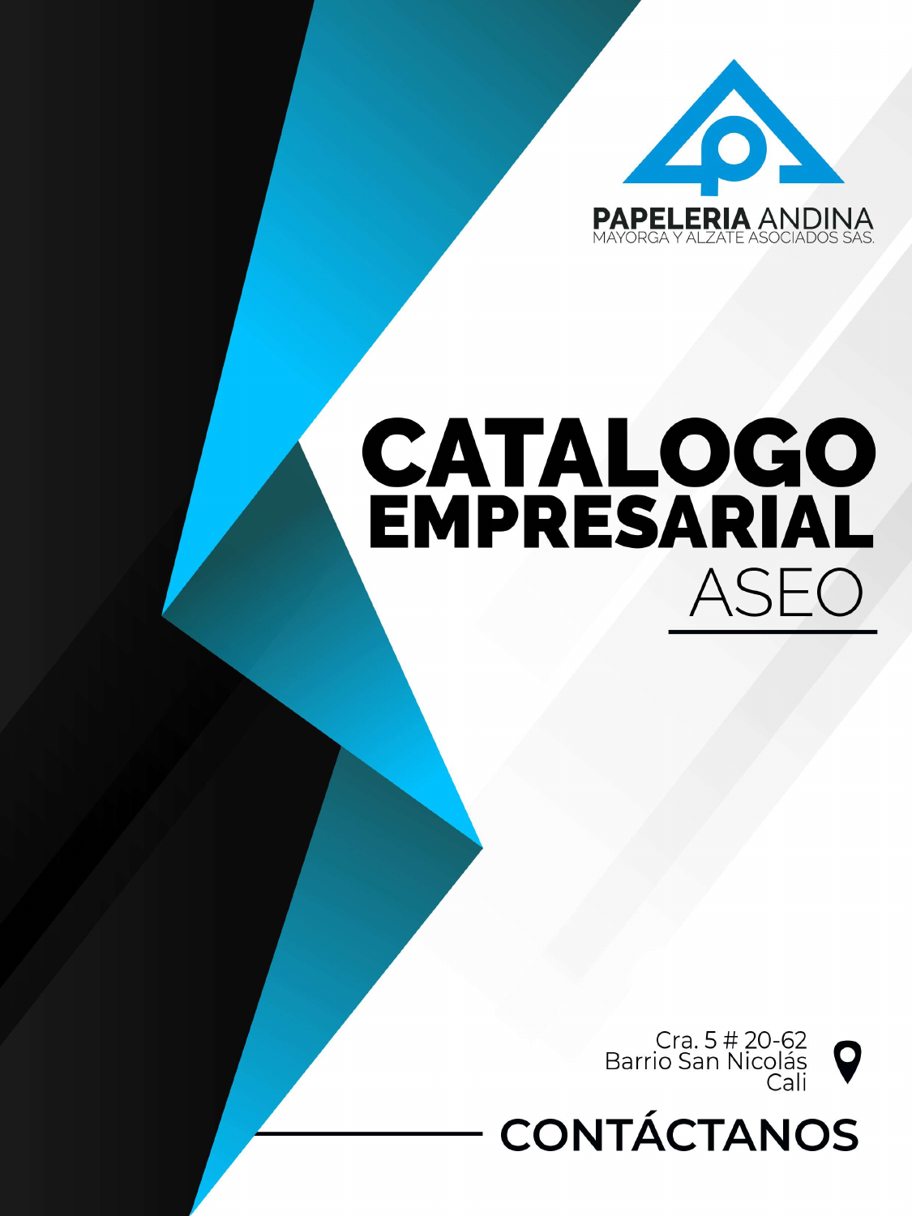PAPELERIA ANDINA
MAYORGA Y ALZATE ASOCIADOS SAS.

# CATALOGO EMPRESARIAL

## ASEO

Cra. 5 # 20-62
Barrio San Nicolás
Cali

## CONTÁCTANOS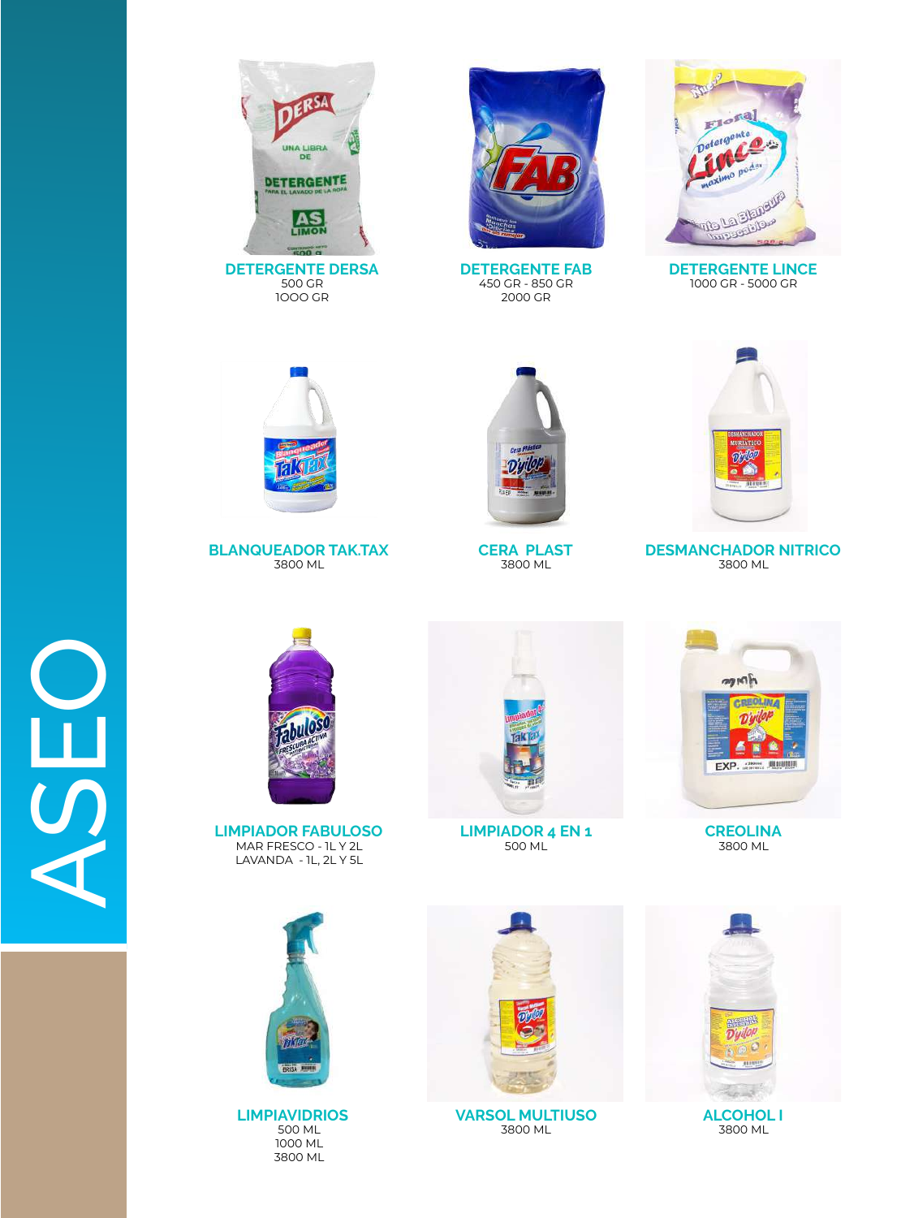# ASEO

**DETERGENTE DERSA**
500 GR
1OOO GR

**DETERGENTE FAB**
450 GR - 850 GR
2000 GR

**DETERGENTE LINCE**
1000 GR - 5000 GR

**BLANQUEADOR TAK.TAX**
3800 ML

**CERA PLAST**
3800 ML

**DESMANCHADOR NITRICO**
3800 ML

**LIMPIADOR FABULOSO**
MAR FRESCO - 1L Y 2L
LAVANDA - 1L, 2L Y 5L

**LIMPIADOR 4 EN 1**
500 ML

**CREOLINA**
3800 ML

**LIMPIAVIDRIOS**
500 ML
1000 ML
3800 ML

**VARSOL MULTIUSO**
3800 ML

**ALCOHOL I**
3800 ML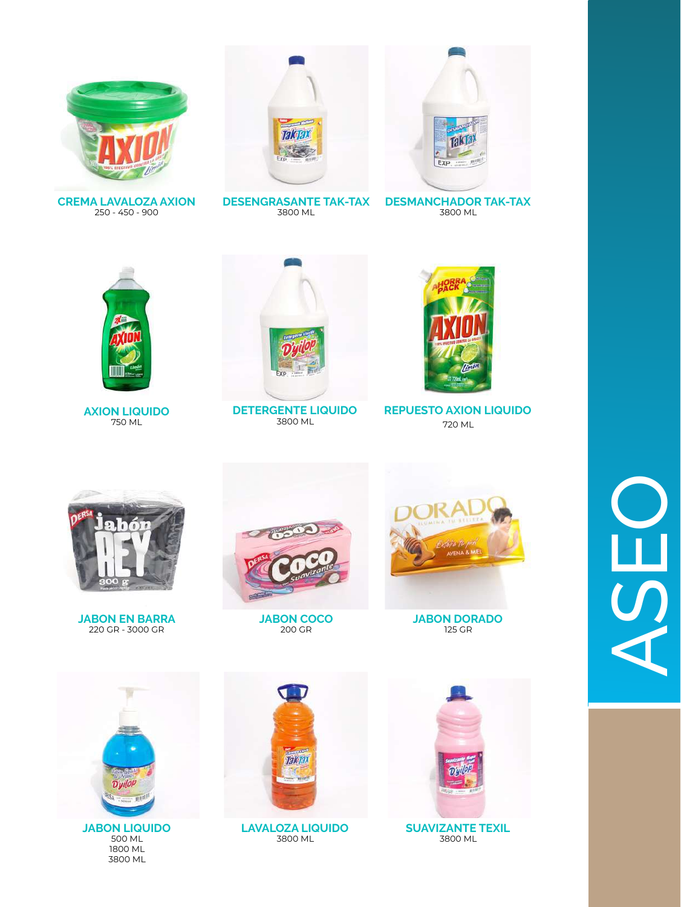# ASEO

**CREMA LAVALOZA AXION**
250 - 450 - 900

**DESENGRASANTE TAK-TAX**
3800 ML

**DESMANCHADOR TAK-TAX**
3800 ML

**AXION LIQUIDO**
750 ML

**DETERGENTE LIQUIDO**
3800 ML

**REPUESTO AXION LIQUIDO**
720 ML

**JABON EN BARRA**
220 GR - 3000 GR

**JABON COCO**
200 GR

**JABON DORADO**
125 GR

**JABON LIQUIDO**
500 ML
1800 ML
3800 ML

**LAVALOZA LIQUIDO**
3800 ML

**SUAVIZANTE TEXIL**
3800 ML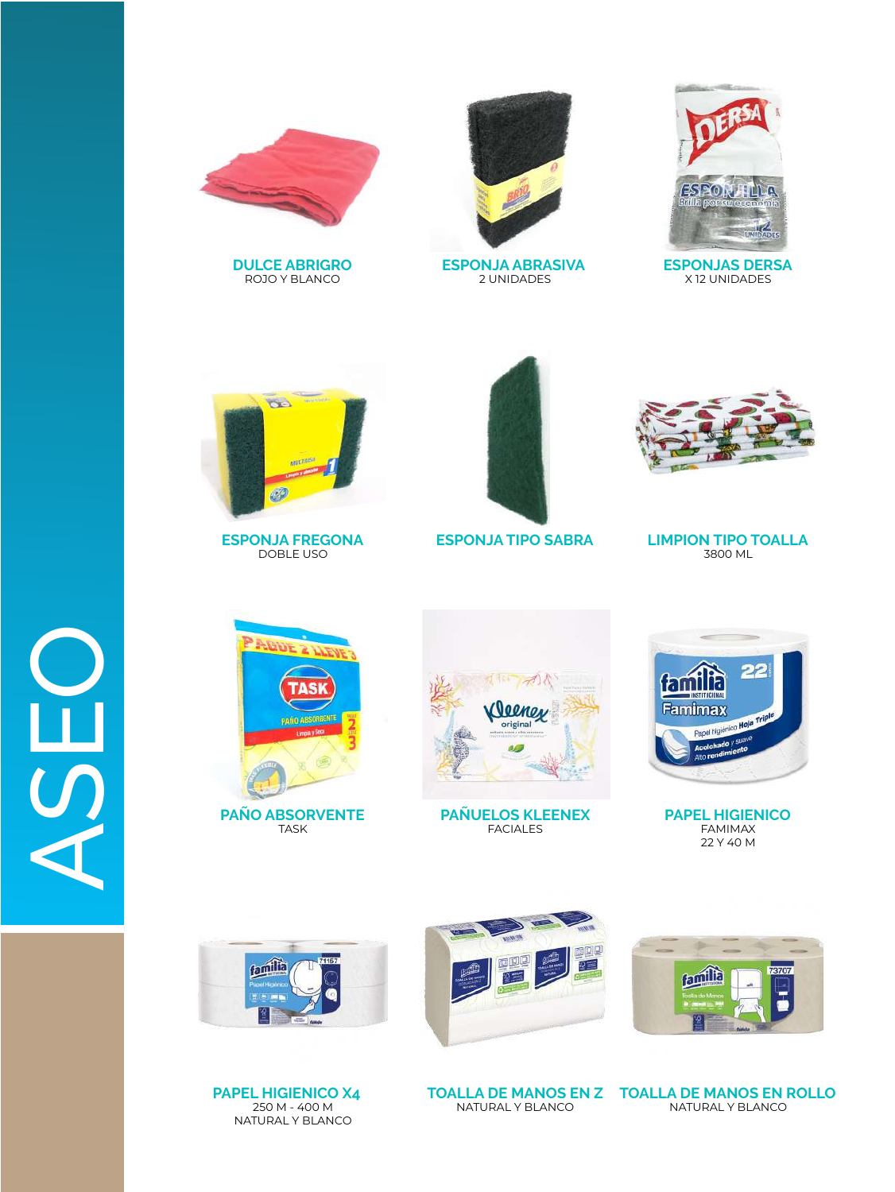# ASEO

**DULCE ABRIGRO**
ROJO Y BLANCO

**ESPONJA ABRASIVA**
2 UNIDADES

**ESPONJAS DERSA**
X 12 UNIDADES

**ESPONJA FREGONA**
DOBLE USO

**ESPONJA TIPO SABRA**

**LIMPION TIPO TOALLA**
3800 ML

**PAÑO ABSORVENTE**
TASK

**PAÑUELOS KLEENEX**
FACIALES

**PAPEL HIGIENICO**
FAMIMAX
22 Y 40 M

**PAPEL HIGIENICO X4**
250 M - 400 M
NATURAL Y BLANCO

**TOALLA DE MANOS EN Z**
NATURAL Y BLANCO

**TOALLA DE MANOS EN ROLLO**
NATURAL Y BLANCO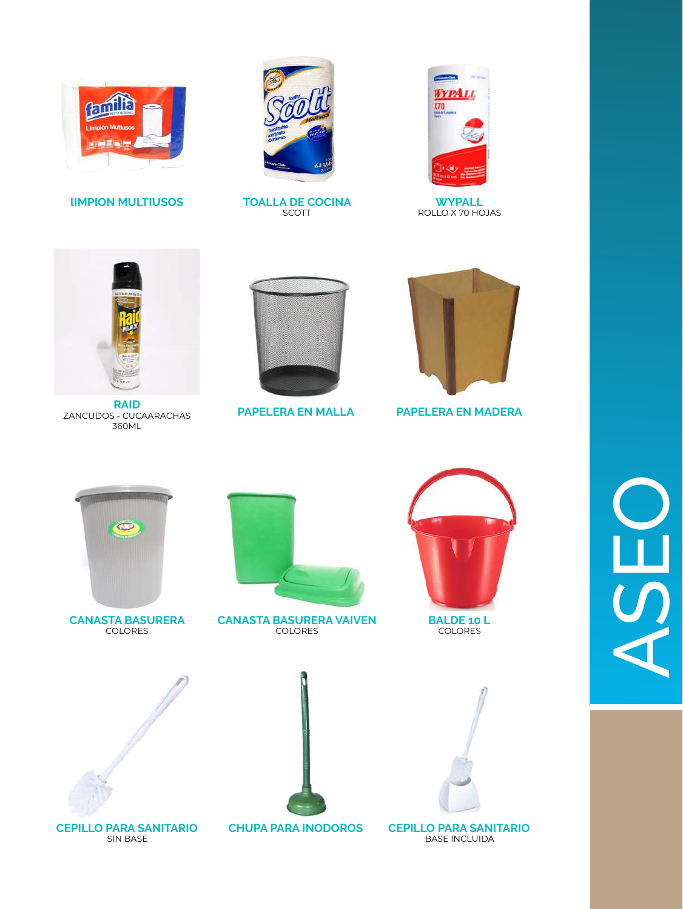# ASEO

**lIMPION MULTIUSOS**

**TOALLA DE COCINA**
SCOTT

**WYPALL**
ROLLO X 70 HOJAS

**RAID**
ZANCUDOS - CUCAARACHAS
360ML

**PAPELERA EN MALLA**

**PAPELERA EN MADERA**

**CANASTA BASURERA**
COLORES

**CANASTA BASURERA VAIVEN**
COLORES

**BALDE 10 L**
COLORES

**CEPILLO PARA SANITARIO**
SIN BASE

**CHUPA PARA INODOROS**

**CEPILLO PARA SANITARIO**
BASE INCLUIDA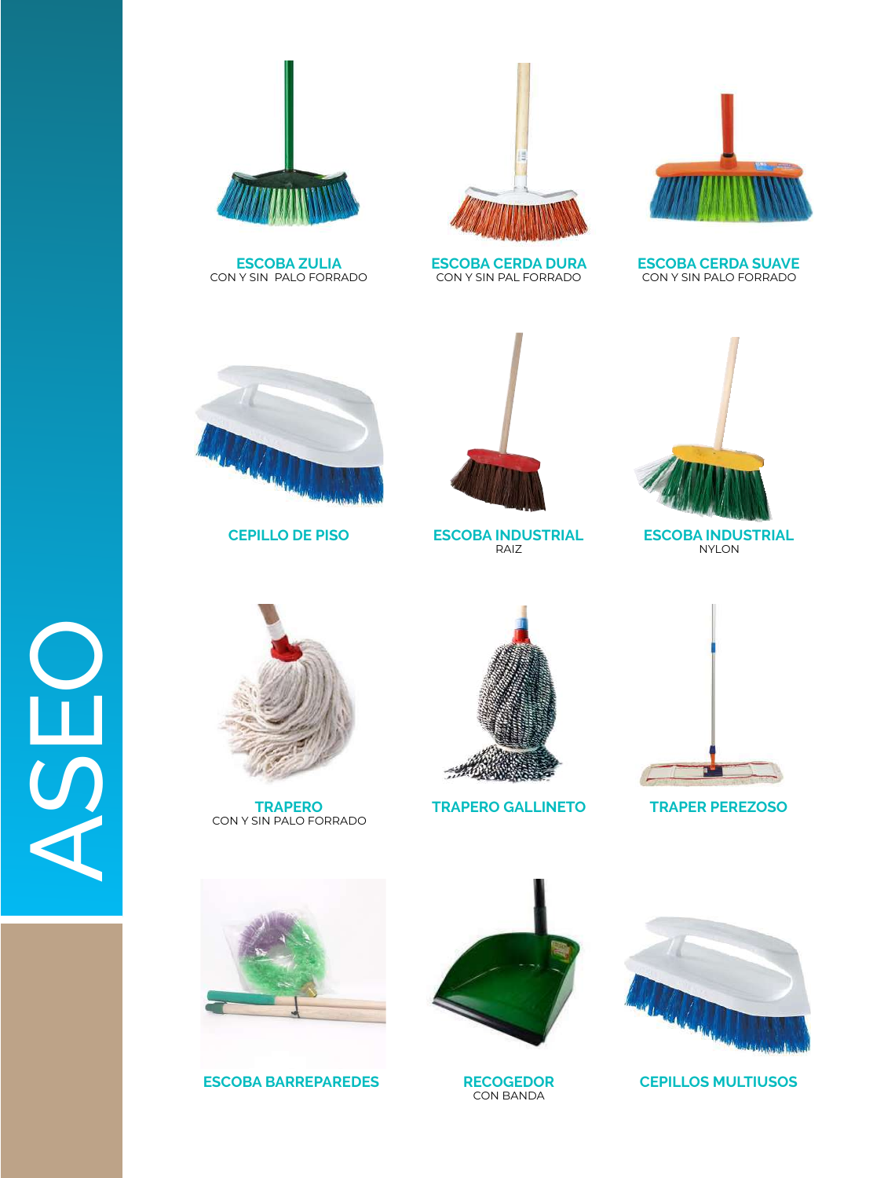# ASEO

**ESCOBA ZULIA**
CON Y SIN PALO FORRADO

**ESCOBA CERDA DURA**
CON Y SIN PAL FORRADO

**ESCOBA CERDA SUAVE**
CON Y SIN PALO FORRADO

**CEPILLO DE PISO**

**ESCOBA INDUSTRIAL**
RAIZ

**ESCOBA INDUSTRIAL**
NYLON

**TRAPERO**
CON Y SIN PALO FORRADO

**TRAPERO GALLINETO**

**TRAPER PEREZOSO**

**ESCOBA BARREPAREDES**

**RECOGEDOR**
CON BANDA

**CEPILLOS MULTIUSOS**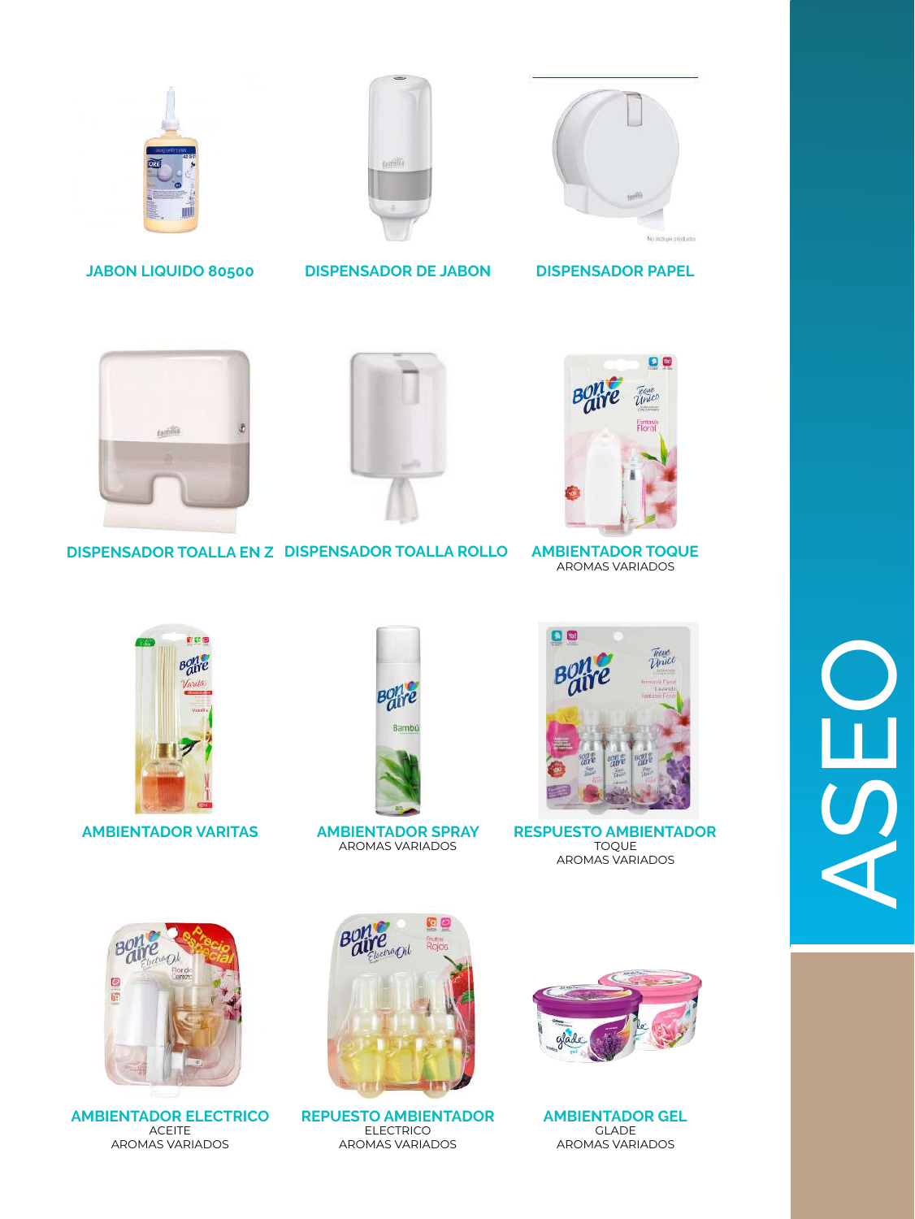# ASEO

**JABON LIQUIDO 80500**

**DISPENSADOR DE JABON**

**DISPENSADOR PAPEL**

**DISPENSADOR TOALLA EN Z**

**DISPENSADOR TOALLA ROLLO**

**AMBIENTADOR TOQUE**
AROMAS VARIADOS

**AMBIENTADOR VARITAS**

**AMBIENTADOR SPRAY**
AROMAS VARIADOS

**RESPUESTO AMBIENTADOR**
TOQUE
AROMAS VARIADOS

**AMBIENTADOR ELECTRICO**
ACEITE
AROMAS VARIADOS

**REPUESTO AMBIENTADOR**
ELECTRICO
AROMAS VARIADOS

**AMBIENTADOR GEL**
GLADE
AROMAS VARIADOS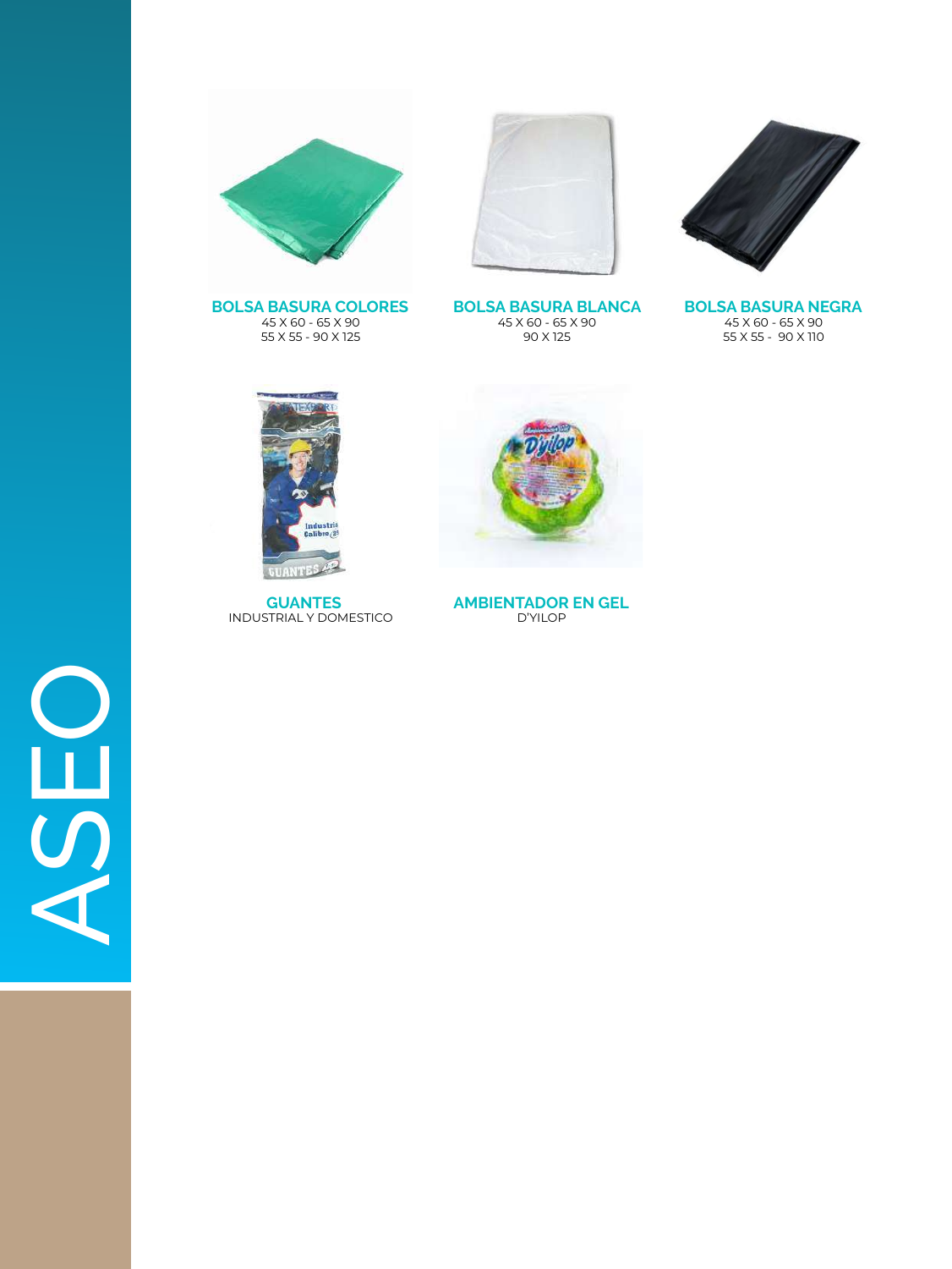# ASEO

**BOLSA BASURA COLORES**
45 X 60 - 65 X 90
55 X 55 - 90 X 125

**BOLSA BASURA BLANCA**
45 X 60 - 65 X 90
90 X 125

**BOLSA BASURA NEGRA**
45 X 60 - 65 X 90
55 X 55 - 90 X 110

**GUANTES**
INDUSTRIAL Y DOMESTICO

**AMBIENTADOR EN GEL**
D'YILOP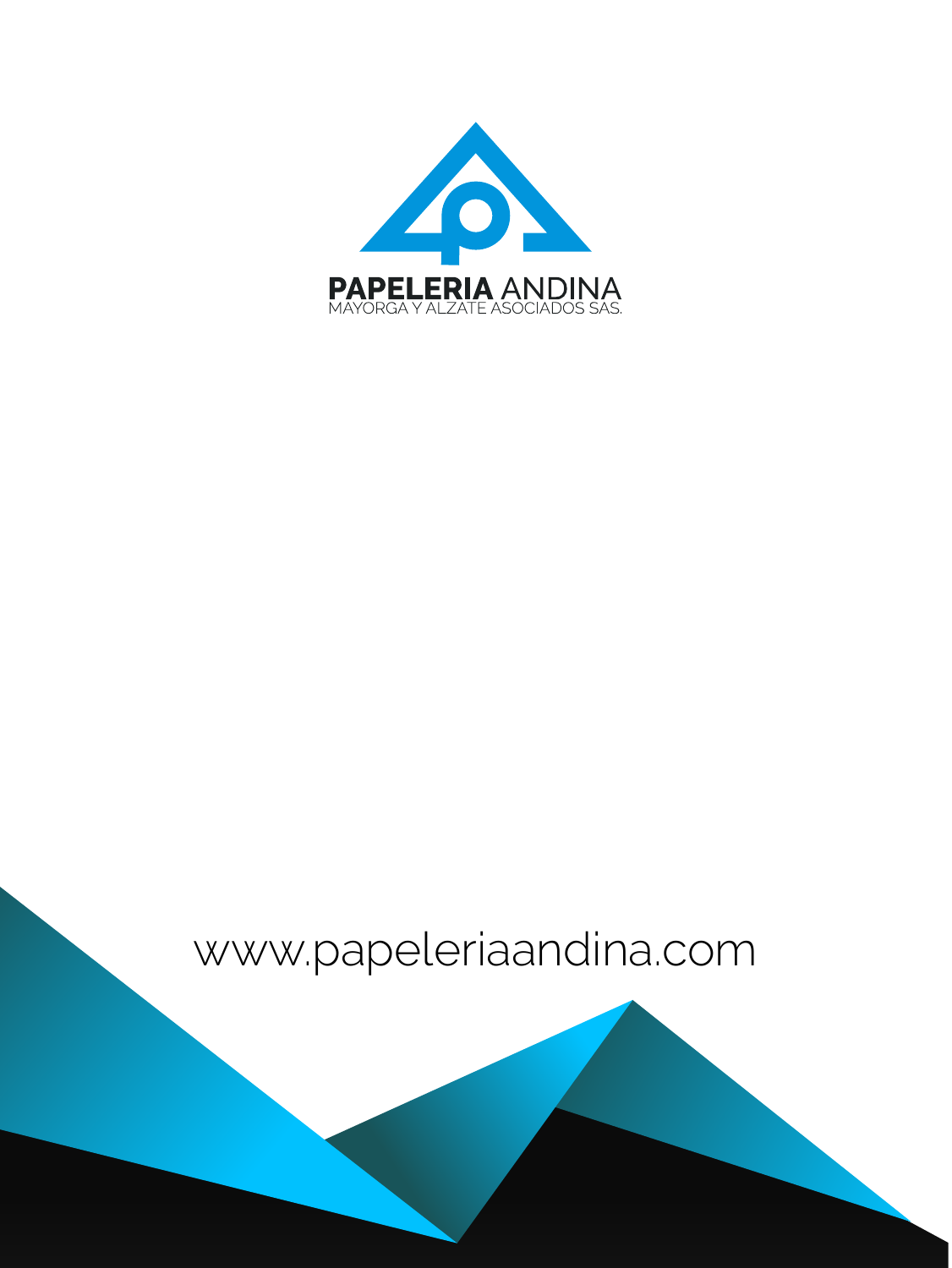**PAPELERIA** ANDINA
MAYORGA Y ALZATE ASOCIADOS SAS.

www.papeleriaandina.com